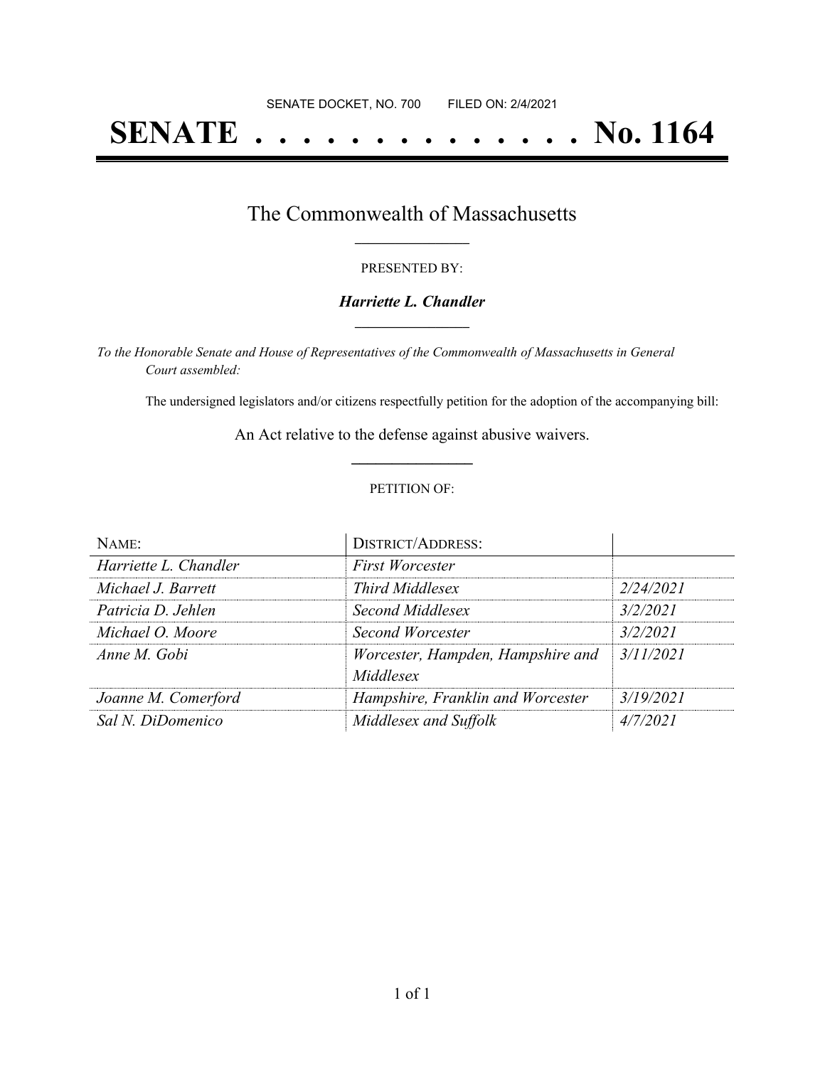SENATE DOCKET, NO. 700        FILED ON: 2/4/2021

# SENATE . . . . . . . . . . . . . . No. 1164

## The Commonwealth of Massachusetts

PRESENTED BY:

***Harriette L. Chandler***

*To the Honorable Senate and House of Representatives of the Commonwealth of Massachusetts in General Court assembled:*

The undersigned legislators and/or citizens respectfully petition for the adoption of the accompanying bill:

An Act relative to the defense against abusive waivers.

PETITION OF:

| NAME: | DISTRICT/ADDRESS: | |
|---|---|---|
| *Harriette L. Chandler* | *First Worcester* | |
| *Michael J. Barrett* | *Third Middlesex* | *2/24/2021* |
| *Patricia D. Jehlen* | *Second Middlesex* | *3/2/2021* |
| *Michael O. Moore* | *Second Worcester* | *3/2/2021* |
| *Anne M. Gobi* | *Worcester, Hampden, Hampshire and Middlesex* | *3/11/2021* |
| *Joanne M. Comerford* | *Hampshire, Franklin and Worcester* | *3/19/2021* |
| *Sal N. DiDomenico* | *Middlesex and Suffolk* | *4/7/2021* |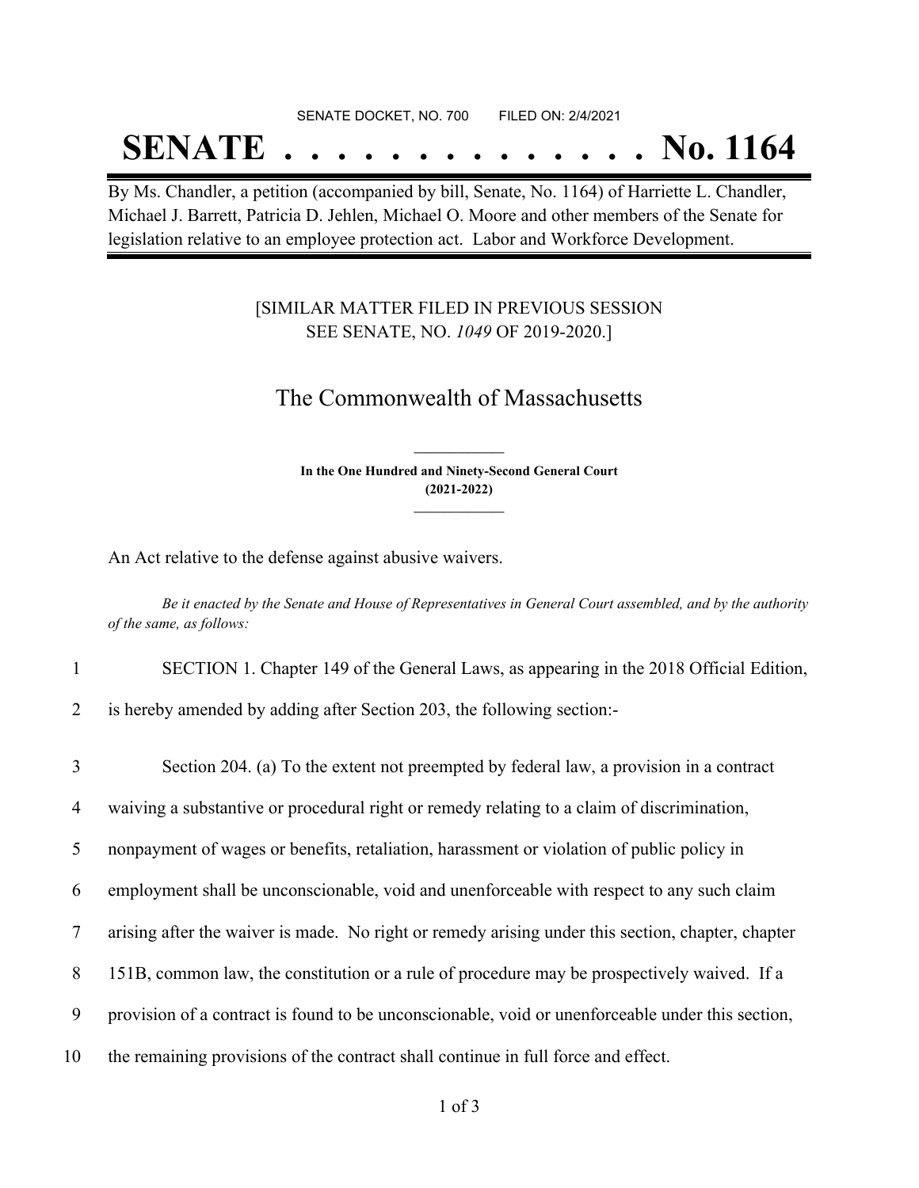SENATE DOCKET, NO. 700        FILED ON: 2/4/2021

# SENATE . . . . . . . . . . . . . . No. 1164

By Ms. Chandler, a petition (accompanied by bill, Senate, No. 1164) of Harriette L. Chandler, Michael J. Barrett, Patricia D. Jehlen, Michael O. Moore and other members of the Senate for legislation relative to an employee protection act. Labor and Workforce Development.

[SIMILAR MATTER FILED IN PREVIOUS SESSION
SEE SENATE, NO. *1049* OF 2019-2020.]

## The Commonwealth of Massachusetts

**In the One Hundred and Ninety-Second General Court**
**(2021-2022)**

An Act relative to the defense against abusive waivers.

*Be it enacted by the Senate and House of Representatives in General Court assembled, and by the authority of the same, as follows:*

1 SECTION 1. Chapter 149 of the General Laws, as appearing in the 2018 Official Edition,
2 is hereby amended by adding after Section 203, the following section:-

3 Section 204. (a) To the extent not preempted by federal law, a provision in a contract
4 waiving a substantive or procedural right or remedy relating to a claim of discrimination,
5 nonpayment of wages or benefits, retaliation, harassment or violation of public policy in
6 employment shall be unconscionable, void and unenforceable with respect to any such claim
7 arising after the waiver is made. No right or remedy arising under this section, chapter, chapter
8 151B, common law, the constitution or a rule of procedure may be prospectively waived. If a
9 provision of a contract is found to be unconscionable, void or unenforceable under this section,
10 the remaining provisions of the contract shall continue in full force and effect.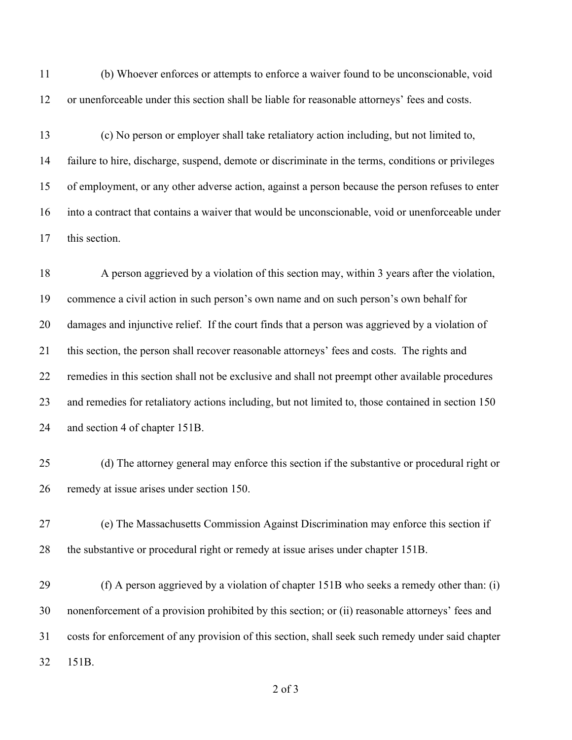(b) Whoever enforces or attempts to enforce a waiver found to be unconscionable, void or unenforceable under this section shall be liable for reasonable attorneys' fees and costs.

(c) No person or employer shall take retaliatory action including, but not limited to, failure to hire, discharge, suspend, demote or discriminate in the terms, conditions or privileges of employment, or any other adverse action, against a person because the person refuses to enter into a contract that contains a waiver that would be unconscionable, void or unenforceable under this section.

A person aggrieved by a violation of this section may, within 3 years after the violation, commence a civil action in such person's own name and on such person's own behalf for damages and injunctive relief. If the court finds that a person was aggrieved by a violation of this section, the person shall recover reasonable attorneys' fees and costs. The rights and remedies in this section shall not be exclusive and shall not preempt other available procedures and remedies for retaliatory actions including, but not limited to, those contained in section 150 and section 4 of chapter 151B.

(d) The attorney general may enforce this section if the substantive or procedural right or remedy at issue arises under section 150.

(e) The Massachusetts Commission Against Discrimination may enforce this section if the substantive or procedural right or remedy at issue arises under chapter 151B.

(f) A person aggrieved by a violation of chapter 151B who seeks a remedy other than: (i) nonenforcement of a provision prohibited by this section; or (ii) reasonable attorneys' fees and costs for enforcement of any provision of this section, shall seek such remedy under said chapter 151B.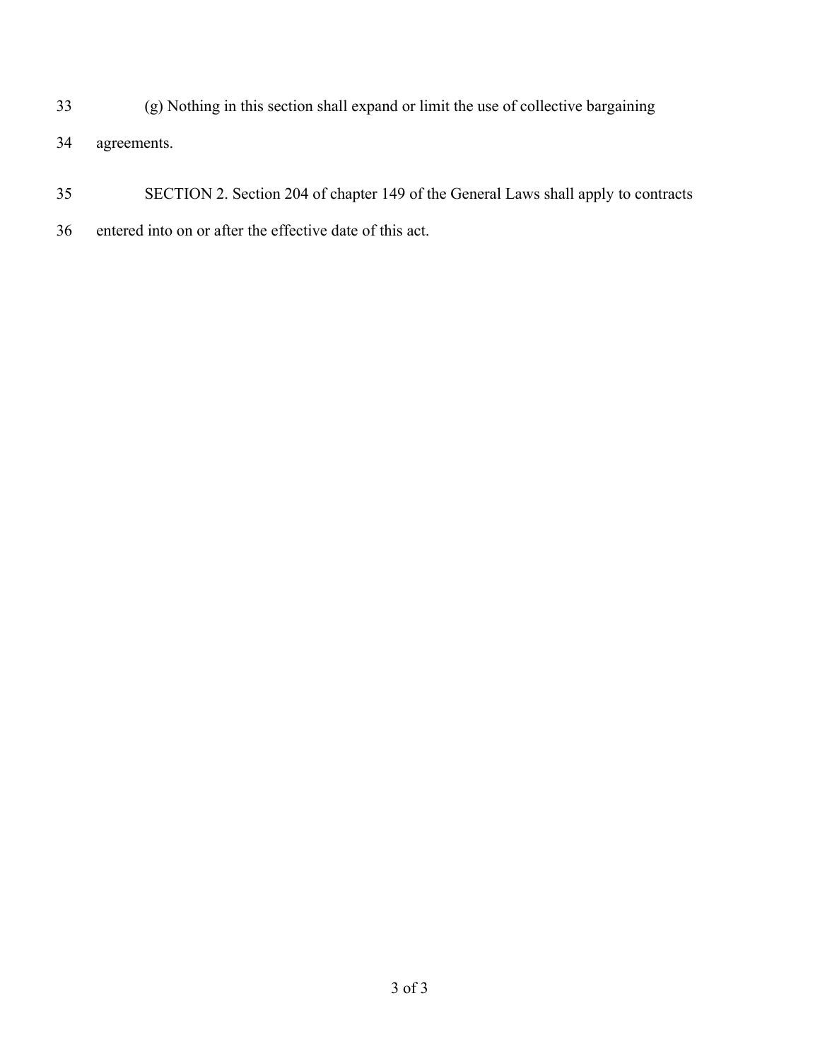(g) Nothing in this section shall expand or limit the use of collective bargaining agreements.

SECTION 2. Section 204 of chapter 149 of the General Laws shall apply to contracts entered into on or after the effective date of this act.